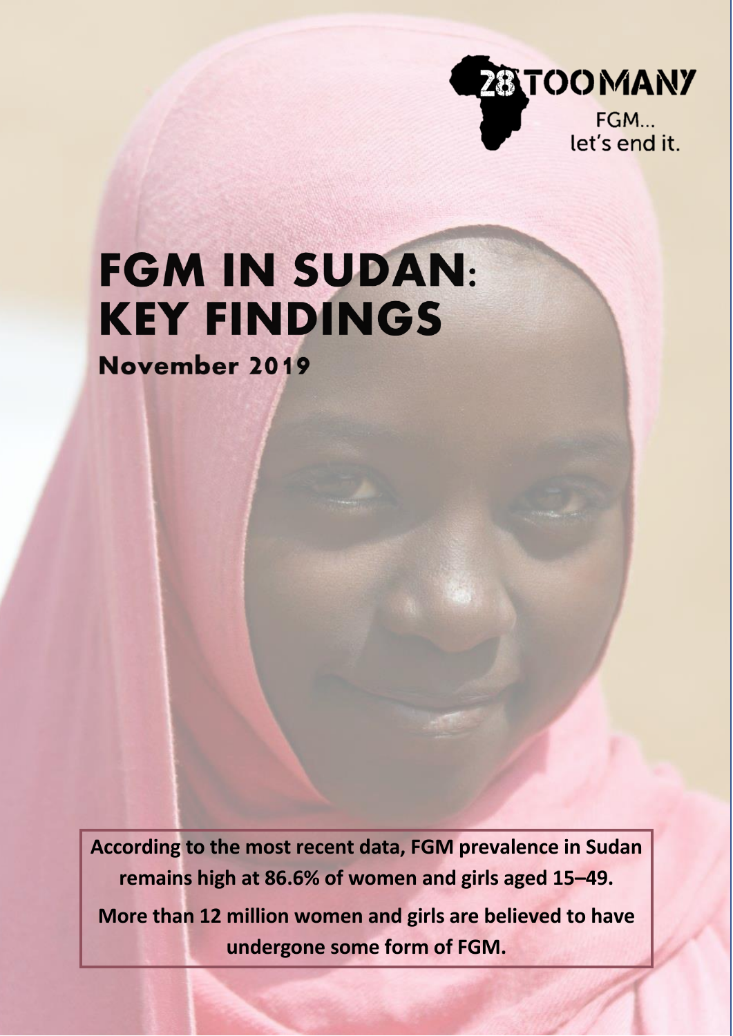28TOOMANY

FGM... let's end it.

# FGM IN SUDAN: KEY FINDINGS

## November 2019

**According to the most recent data, FGM prevalence in Sudan remains high at 86.6% of women and girls aged 15–49.**

**More than 12 million women and girls are believed to have undergone some form of FGM.**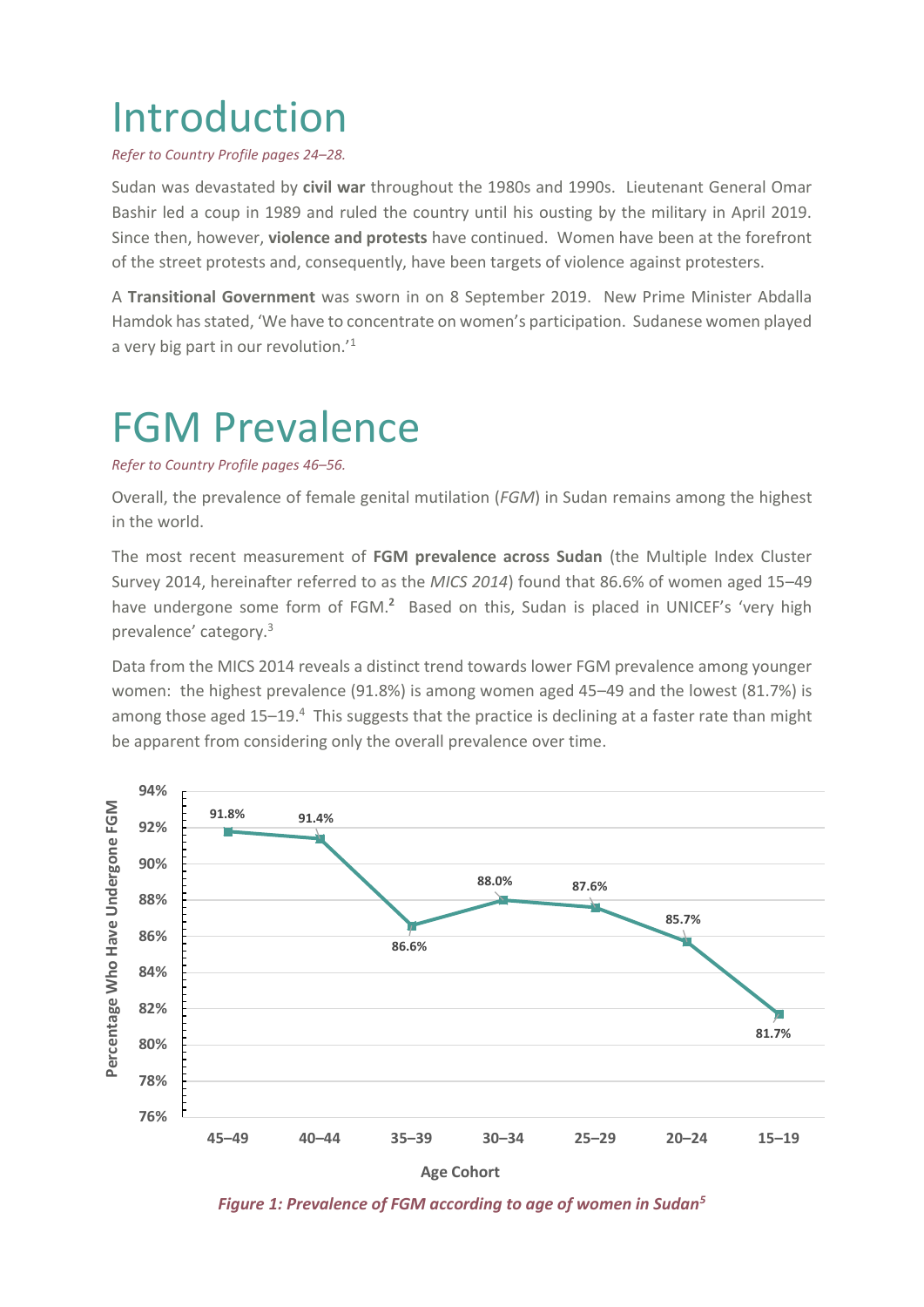# Introduction

*Refer to Country Profile pages 24–28.*

Sudan was devastated by **civil war** throughout the 1980s and 1990s. Lieutenant General Omar Bashir led a coup in 1989 and ruled the country until his ousting by the military in April 2019. Since then, however, **violence and protests** have continued. Women have been at the forefront of the street protests and, consequently, have been targets of violence against protesters.

A **Transitional Government** was sworn in on 8 September 2019. New Prime Minister Abdalla Hamdok has stated, 'We have to concentrate on women's participation. Sudanese women played a very big part in our revolution.'[1]

# FGM Prevalence

*Refer to Country Profile pages 46–56.*

Overall, the prevalence of female genital mutilation (*FGM*) in Sudan remains among the highest in the world.

The most recent measurement of **FGM prevalence across Sudan** (the Multiple Index Cluster Survey 2014, hereinafter referred to as the *MICS 2014*) found that 86.6% of women aged 15–49 have undergone some form of FGM.[2] Based on this, Sudan is placed in UNICEF's 'very high prevalence' category.[3]

Data from the MICS 2014 reveals a distinct trend towards lower FGM prevalence among younger women: the highest prevalence (91.8%) is among women aged 45–49 and the lowest (81.7%) is among those aged 15–19.[4] This suggests that the practice is declining at a faster rate than might be apparent from considering only the overall prevalence over time.

| Age Cohort | Percentage Who Have Undergone FGM |
|---|---|
| 45–49 | 91.8% |
| 40–44 | 91.4% |
| 35–39 | 86.6% |
| 30–34 | 88.0% |
| 25–29 | 87.6% |
| 20–24 | 85.7% |
| 15–19 | 81.7% |

*Figure 1: Prevalence of FGM according to age of women in Sudan[5]*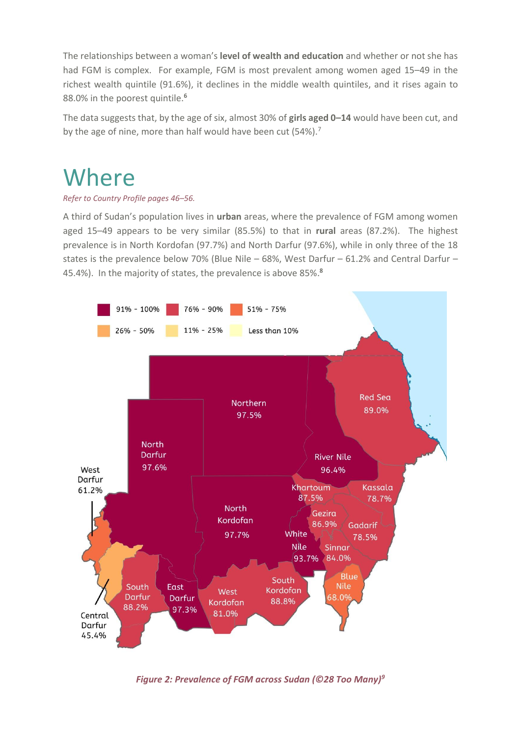The relationships between a woman's **level of wealth and education** and whether or not she has had FGM is complex. For example, FGM is most prevalent among women aged 15–49 in the richest wealth quintile (91.6%), it declines in the middle wealth quintiles, and it rises again to 88.0% in the poorest quintile.[6]

The data suggests that, by the age of six, almost 30% of **girls aged 0–14** would have been cut, and by the age of nine, more than half would have been cut (54%).[7]

# Where

*Refer to Country Profile pages 46–56.*

A third of Sudan's population lives in **urban** areas, where the prevalence of FGM among women aged 15–49 appears to be very similar (85.5%) to that in **rural** areas (87.2%). The highest prevalence is in North Kordofan (97.7%) and North Darfur (97.6%), while in only three of the 18 states is the prevalence below 70% (Blue Nile – 68%, West Darfur – 61.2% and Central Darfur – 45.4%). In the majority of states, the prevalence is above 85%.[8]

*Figure 2: Prevalence of FGM across Sudan (©28 Too Many)[9]*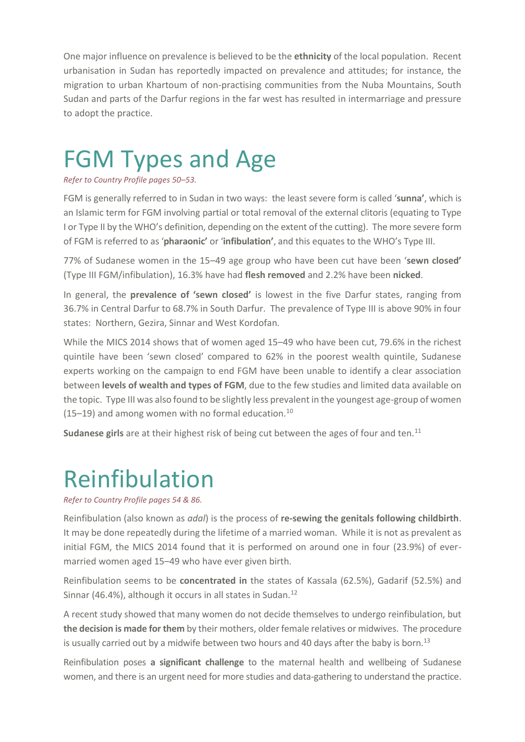One major influence on prevalence is believed to be the **ethnicity** of the local population. Recent urbanisation in Sudan has reportedly impacted on prevalence and attitudes; for instance, the migration to urban Khartoum of non-practising communities from the Nuba Mountains, South Sudan and parts of the Darfur regions in the far west has resulted in intermarriage and pressure to adopt the practice.

# FGM Types and Age

*Refer to Country Profile pages 50–53.*

FGM is generally referred to in Sudan in two ways: the least severe form is called '**sunna'**, which is an Islamic term for FGM involving partial or total removal of the external clitoris (equating to Type I or Type II by the WHO's definition, depending on the extent of the cutting). The more severe form of FGM is referred to as '**pharaonic'** or '**infibulation'**, and this equates to the WHO's Type III.

77% of Sudanese women in the 15–49 age group who have been cut have been '**sewn closed'** (Type III FGM/infibulation), 16.3% have had **flesh removed** and 2.2% have been **nicked**.

In general, the **prevalence of 'sewn closed'** is lowest in the five Darfur states, ranging from 36.7% in Central Darfur to 68.7% in South Darfur. The prevalence of Type III is above 90% in four states: Northern, Gezira, Sinnar and West Kordofan.

While the MICS 2014 shows that of women aged 15–49 who have been cut, 79.6% in the richest quintile have been 'sewn closed' compared to 62% in the poorest wealth quintile, Sudanese experts working on the campaign to end FGM have been unable to identify a clear association between **levels of wealth and types of FGM**, due to the few studies and limited data available on the topic. Type III was also found to be slightly less prevalent in the youngest age-group of women (15–19) and among women with no formal education.[10]

**Sudanese girls** are at their highest risk of being cut between the ages of four and ten.[11]

# Reinfibulation

*Refer to Country Profile pages 54 & 86.*

Reinfibulation (also known as *adal*) is the process of **re-sewing the genitals following childbirth**. It may be done repeatedly during the lifetime of a married woman. While it is not as prevalent as initial FGM, the MICS 2014 found that it is performed on around one in four (23.9%) of ever-married women aged 15–49 who have ever given birth.

Reinfibulation seems to be **concentrated in** the states of Kassala (62.5%), Gadarif (52.5%) and Sinnar (46.4%), although it occurs in all states in Sudan.[12]

A recent study showed that many women do not decide themselves to undergo reinfibulation, but **the decision is made for them** by their mothers, older female relatives or midwives. The procedure is usually carried out by a midwife between two hours and 40 days after the baby is born.[13]

Reinfibulation poses **a significant challenge** to the maternal health and wellbeing of Sudanese women, and there is an urgent need for more studies and data-gathering to understand the practice.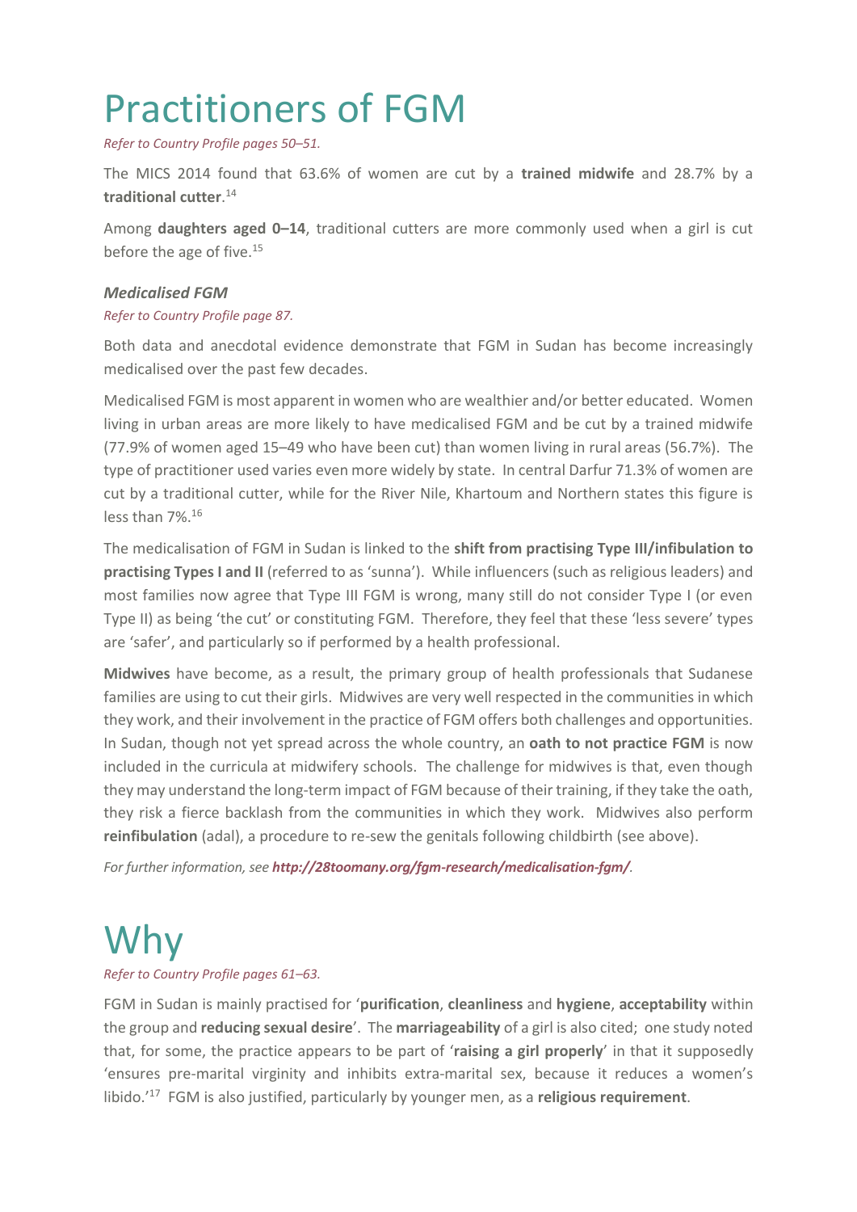# Practitioners of FGM

*Refer to Country Profile pages 50–51.*

The MICS 2014 found that 63.6% of women are cut by a **trained midwife** and 28.7% by a **traditional cutter**.[14]

Among **daughters aged 0–14**, traditional cutters are more commonly used when a girl is cut before the age of five.[15]

### *Medicalised FGM*

*Refer to Country Profile page 87.*

Both data and anecdotal evidence demonstrate that FGM in Sudan has become increasingly medicalised over the past few decades.

Medicalised FGM is most apparent in women who are wealthier and/or better educated. Women living in urban areas are more likely to have medicalised FGM and be cut by a trained midwife (77.9% of women aged 15–49 who have been cut) than women living in rural areas (56.7%). The type of practitioner used varies even more widely by state. In central Darfur 71.3% of women are cut by a traditional cutter, while for the River Nile, Khartoum and Northern states this figure is less than 7%.[16]

The medicalisation of FGM in Sudan is linked to the **shift from practising Type III/infibulation to practising Types I and II** (referred to as 'sunna'). While influencers (such as religious leaders) and most families now agree that Type III FGM is wrong, many still do not consider Type I (or even Type II) as being 'the cut' or constituting FGM. Therefore, they feel that these 'less severe' types are 'safer', and particularly so if performed by a health professional.

**Midwives** have become, as a result, the primary group of health professionals that Sudanese families are using to cut their girls. Midwives are very well respected in the communities in which they work, and their involvement in the practice of FGM offers both challenges and opportunities. In Sudan, though not yet spread across the whole country, an **oath to not practice FGM** is now included in the curricula at midwifery schools. The challenge for midwives is that, even though they may understand the long-term impact of FGM because of their training, if they take the oath, they risk a fierce backlash from the communities in which they work. Midwives also perform **reinfibulation** (adal), a procedure to re-sew the genitals following childbirth (see above).

*For further information, see* ***http://28toomany.org/fgm-research/medicalisation-fgm/****.*

# Why

*Refer to Country Profile pages 61–63.*

FGM in Sudan is mainly practised for '**purification**, **cleanliness** and **hygiene**, **acceptability** within the group and **reducing sexual desire**'. The **marriageability** of a girl is also cited; one study noted that, for some, the practice appears to be part of '**raising a girl properly**' in that it supposedly 'ensures pre-marital virginity and inhibits extra-marital sex, because it reduces a women's libido.'[17] FGM is also justified, particularly by younger men, as a **religious requirement**.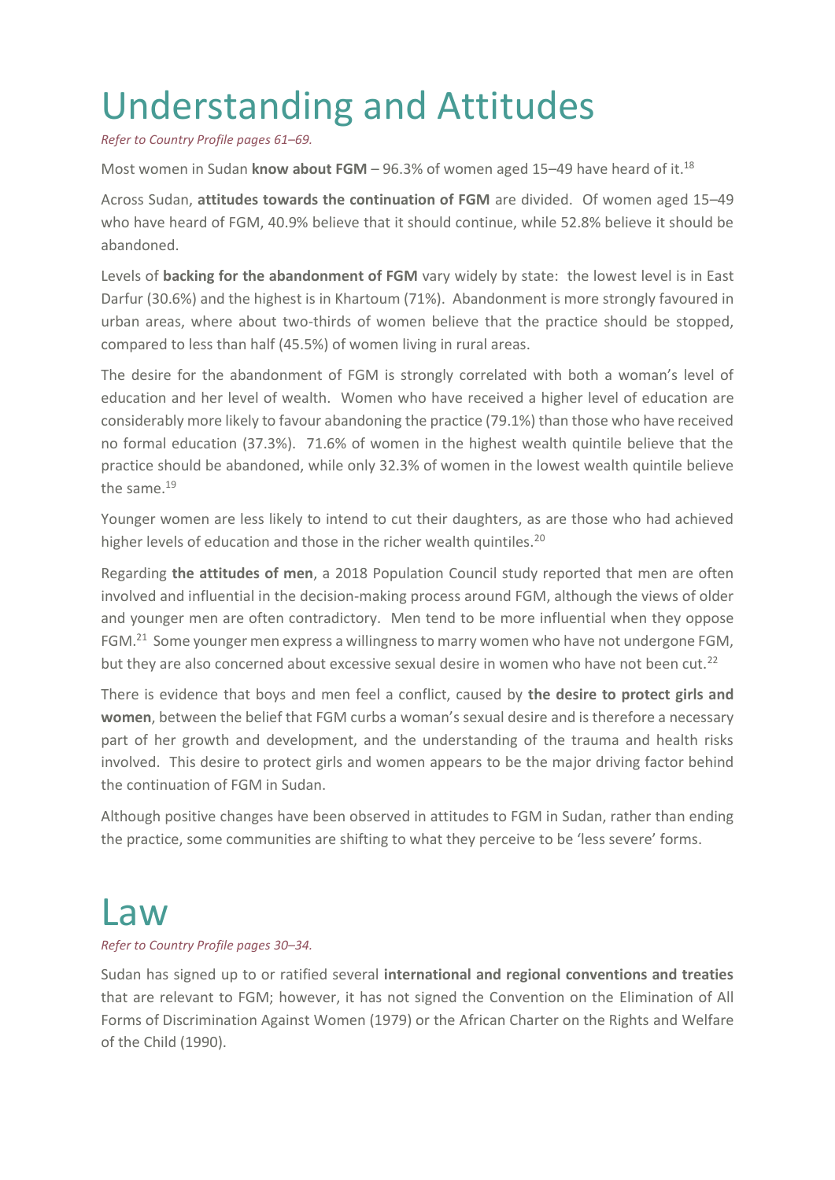# Understanding and Attitudes

*Refer to Country Profile pages 61–69.*

Most women in Sudan **know about FGM** – 96.3% of women aged 15–49 have heard of it.[18]

Across Sudan, **attitudes towards the continuation of FGM** are divided. Of women aged 15–49 who have heard of FGM, 40.9% believe that it should continue, while 52.8% believe it should be abandoned.

Levels of **backing for the abandonment of FGM** vary widely by state: the lowest level is in East Darfur (30.6%) and the highest is in Khartoum (71%). Abandonment is more strongly favoured in urban areas, where about two-thirds of women believe that the practice should be stopped, compared to less than half (45.5%) of women living in rural areas.

The desire for the abandonment of FGM is strongly correlated with both a woman's level of education and her level of wealth. Women who have received a higher level of education are considerably more likely to favour abandoning the practice (79.1%) than those who have received no formal education (37.3%). 71.6% of women in the highest wealth quintile believe that the practice should be abandoned, while only 32.3% of women in the lowest wealth quintile believe the same.[19]

Younger women are less likely to intend to cut their daughters, as are those who had achieved higher levels of education and those in the richer wealth quintiles.[20]

Regarding **the attitudes of men**, a 2018 Population Council study reported that men are often involved and influential in the decision-making process around FGM, although the views of older and younger men are often contradictory. Men tend to be more influential when they oppose FGM.[21] Some younger men express a willingness to marry women who have not undergone FGM, but they are also concerned about excessive sexual desire in women who have not been cut.[22]

There is evidence that boys and men feel a conflict, caused by **the desire to protect girls and women**, between the belief that FGM curbs a woman's sexual desire and is therefore a necessary part of her growth and development, and the understanding of the trauma and health risks involved. This desire to protect girls and women appears to be the major driving factor behind the continuation of FGM in Sudan.

Although positive changes have been observed in attitudes to FGM in Sudan, rather than ending the practice, some communities are shifting to what they perceive to be 'less severe' forms.

# Law

*Refer to Country Profile pages 30–34.*

Sudan has signed up to or ratified several **international and regional conventions and treaties** that are relevant to FGM; however, it has not signed the Convention on the Elimination of All Forms of Discrimination Against Women (1979) or the African Charter on the Rights and Welfare of the Child (1990).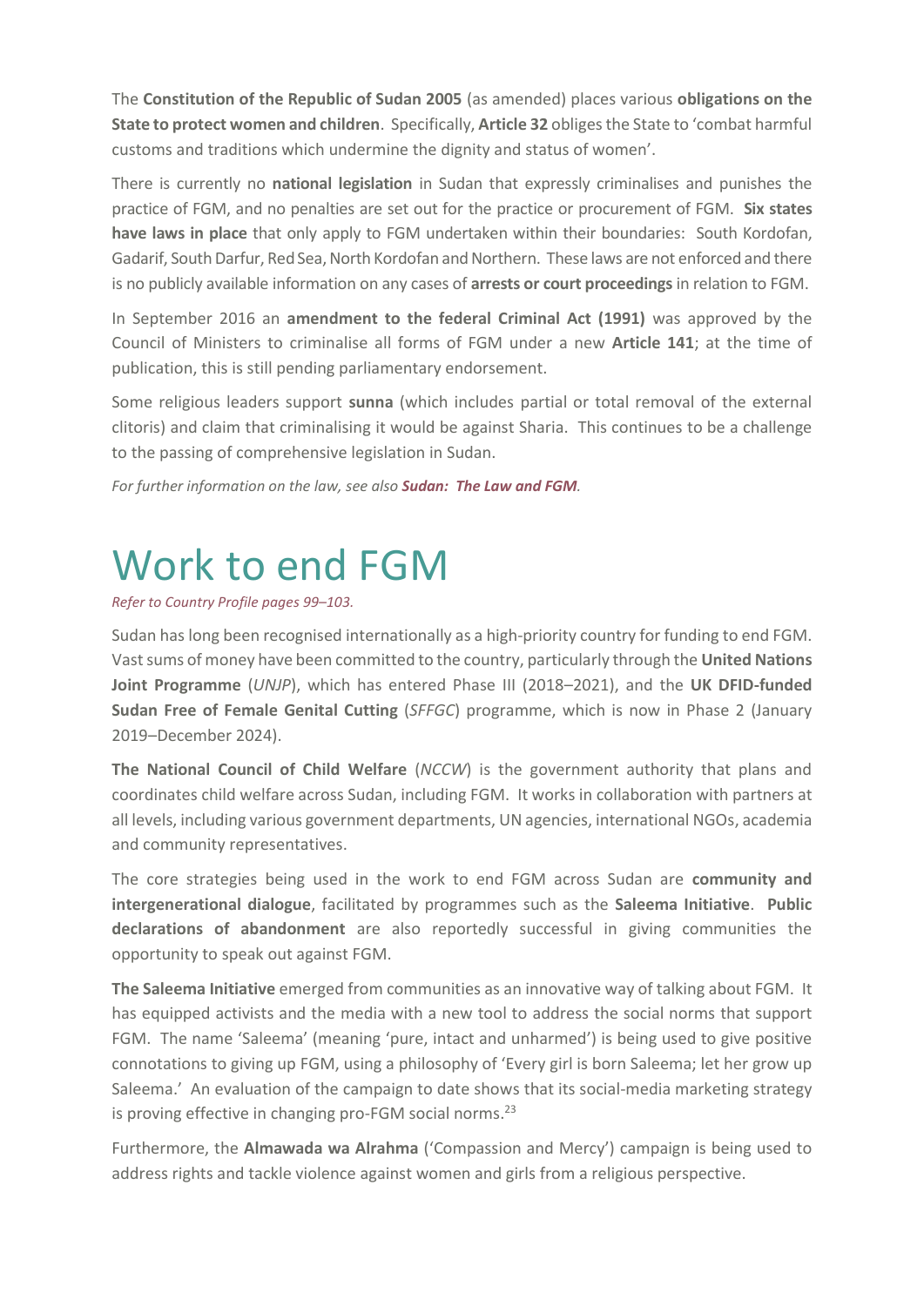The **Constitution of the Republic of Sudan 2005** (as amended) places various **obligations on the State to protect women and children**. Specifically, **Article 32** obliges the State to 'combat harmful customs and traditions which undermine the dignity and status of women'.

There is currently no **national legislation** in Sudan that expressly criminalises and punishes the practice of FGM, and no penalties are set out for the practice or procurement of FGM. **Six states have laws in place** that only apply to FGM undertaken within their boundaries: South Kordofan, Gadarif, South Darfur, Red Sea, North Kordofan and Northern. These laws are not enforced and there is no publicly available information on any cases of **arrests or court proceedings** in relation to FGM.

In September 2016 an **amendment to the federal Criminal Act (1991)** was approved by the Council of Ministers to criminalise all forms of FGM under a new **Article 141**; at the time of publication, this is still pending parliamentary endorsement.

Some religious leaders support **sunna** (which includes partial or total removal of the external clitoris) and claim that criminalising it would be against Sharia. This continues to be a challenge to the passing of comprehensive legislation in Sudan.

*For further information on the law, see also **Sudan: The Law and FGM**.*

# Work to end FGM

*Refer to Country Profile pages 99–103.*

Sudan has long been recognised internationally as a high-priority country for funding to end FGM. Vast sums of money have been committed to the country, particularly through the **United Nations Joint Programme** (*UNJP*), which has entered Phase III (2018–2021), and the **UK DFID-funded Sudan Free of Female Genital Cutting** (*SFFGC*) programme, which is now in Phase 2 (January 2019–December 2024).

**The National Council of Child Welfare** (*NCCW*) is the government authority that plans and coordinates child welfare across Sudan, including FGM. It works in collaboration with partners at all levels, including various government departments, UN agencies, international NGOs, academia and community representatives.

The core strategies being used in the work to end FGM across Sudan are **community and intergenerational dialogue**, facilitated by programmes such as the **Saleema Initiative**. **Public declarations of abandonment** are also reportedly successful in giving communities the opportunity to speak out against FGM.

**The Saleema Initiative** emerged from communities as an innovative way of talking about FGM. It has equipped activists and the media with a new tool to address the social norms that support FGM. The name 'Saleema' (meaning 'pure, intact and unharmed') is being used to give positive connotations to giving up FGM, using a philosophy of 'Every girl is born Saleema; let her grow up Saleema.' An evaluation of the campaign to date shows that its social-media marketing strategy is proving effective in changing pro-FGM social norms.[23]

Furthermore, the **Almawada wa Alrahma** ('Compassion and Mercy') campaign is being used to address rights and tackle violence against women and girls from a religious perspective.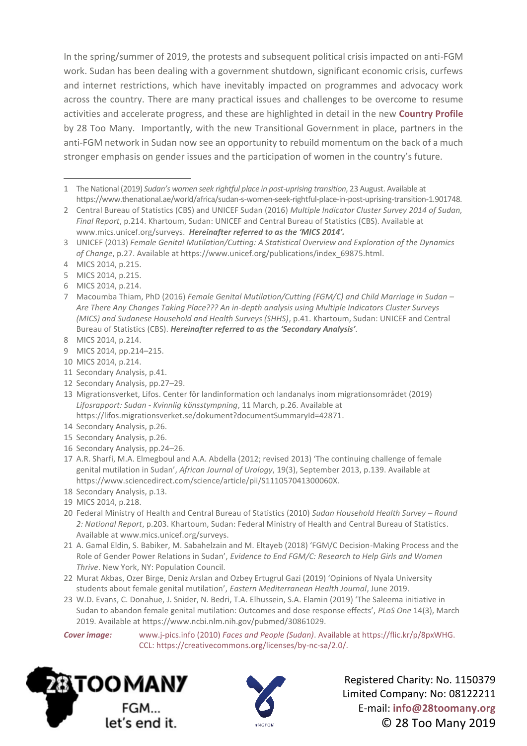In the spring/summer of 2019, the protests and subsequent political crisis impacted on anti-FGM work. Sudan has been dealing with a government shutdown, significant economic crisis, curfews and internet restrictions, which have inevitably impacted on programmes and advocacy work across the country. There are many practical issues and challenges to be overcome to resume activities and accelerate progress, and these are highlighted in detail in the new **Country Profile** by 28 Too Many. Importantly, with the new Transitional Government in place, partners in the anti-FGM network in Sudan now see an opportunity to rebuild momentum on the back of a much stronger emphasis on gender issues and the participation of women in the country's future.

---

1 The National (2019) *Sudan's women seek rightful place in post-uprising transition*, 23 August. Available at https://www.thenational.ae/world/africa/sudan-s-women-seek-rightful-place-in-post-uprising-transition-1.901748.
2 Central Bureau of Statistics (CBS) and UNICEF Sudan (2016) *Multiple Indicator Cluster Survey 2014 of Sudan, Final Report*, p.214. Khartoum, Sudan: UNICEF and Central Bureau of Statistics (CBS). Available at www.mics.unicef.org/surveys. ***Hereinafter referred to as the 'MICS 2014'.***
3 UNICEF (2013) *Female Genital Mutilation/Cutting: A Statistical Overview and Exploration of the Dynamics of Change*, p.27. Available at https://www.unicef.org/publications/index_69875.html.
4 MICS 2014, p.215.
5 MICS 2014, p.215.
6 MICS 2014, p.214.
7 Macoumba Thiam, PhD (2016) *Female Genital Mutilation/Cutting (FGM/C) and Child Marriage in Sudan – Are There Any Changes Taking Place??? An in-depth analysis using Multiple Indicators Cluster Surveys (MICS) and Sudanese Household and Health Surveys (SHHS)*, p.41. Khartoum, Sudan: UNICEF and Central Bureau of Statistics (CBS). ***Hereinafter referred to as the 'Secondary Analysis'***.
8 MICS 2014, p.214.
9 MICS 2014, pp.214–215.
10 MICS 2014, p.214.
11 Secondary Analysis, p.41.
12 Secondary Analysis, pp.27–29.
13 Migrationsverket, Lifos. Center för landinformation och landanalys inom migrationsområdet (2019) *Lifosrapport: Sudan - Kvinnlig könsstympning*, 11 March, p.26. Available at https://lifos.migrationsverket.se/dokument?documentSummaryId=42871.
14 Secondary Analysis, p.26.
15 Secondary Analysis, p.26.
16 Secondary Analysis, pp.24–26.
17 A.R. Sharfi, M.A. Elmegboul and A.A. Abdella (2012; revised 2013) 'The continuing challenge of female genital mutilation in Sudan', *African Journal of Urology*, 19(3), September 2013, p.139. Available at https://www.sciencedirect.com/science/article/pii/S111057041300060X.
18 Secondary Analysis, p.13.
19 MICS 2014, p.218.
20 Federal Ministry of Health and Central Bureau of Statistics (2010) *Sudan Household Health Survey – Round 2: National Report*, p.203. Khartoum, Sudan: Federal Ministry of Health and Central Bureau of Statistics. Available at www.mics.unicef.org/surveys.
21 A. Gamal Eldin, S. Babiker, M. Sabahelzain and M. Eltayeb (2018) 'FGM/C Decision-Making Process and the Role of Gender Power Relations in Sudan', *Evidence to End FGM/C: Research to Help Girls and Women Thrive*. New York, NY: Population Council.
22 Murat Akbas, Ozer Birge, Deniz Arslan and Ozbey Ertugrul Gazi (2019) 'Opinions of Nyala University students about female genital mutilation', *Eastern Mediterranean Health Journal*, June 2019.
23 W.D. Evans, C. Donahue, J. Snider, N. Bedri, T.A. Elhussein, S.A. Elamin (2019) 'The Saleema initiative in Sudan to abandon female genital mutilation: Outcomes and dose response effects', *PLoS One* 14(3), March 2019. Available at https://www.ncbi.nlm.nih.gov/pubmed/30861029.

***Cover image:*** www.j-pics.info (2010) *Faces and People (Sudan)*. Available at https://flic.kr/p/8pxWHG. CCL: https://creativecommons.org/licenses/by-nc-sa/2.0/.

28 TOO MANY
FGM... let's end it.

#NOFGM

Registered Charity: No. 1150379
Limited Company: No: 08122211
E-mail: **info@28toomany.org**
© 28 Too Many 2019